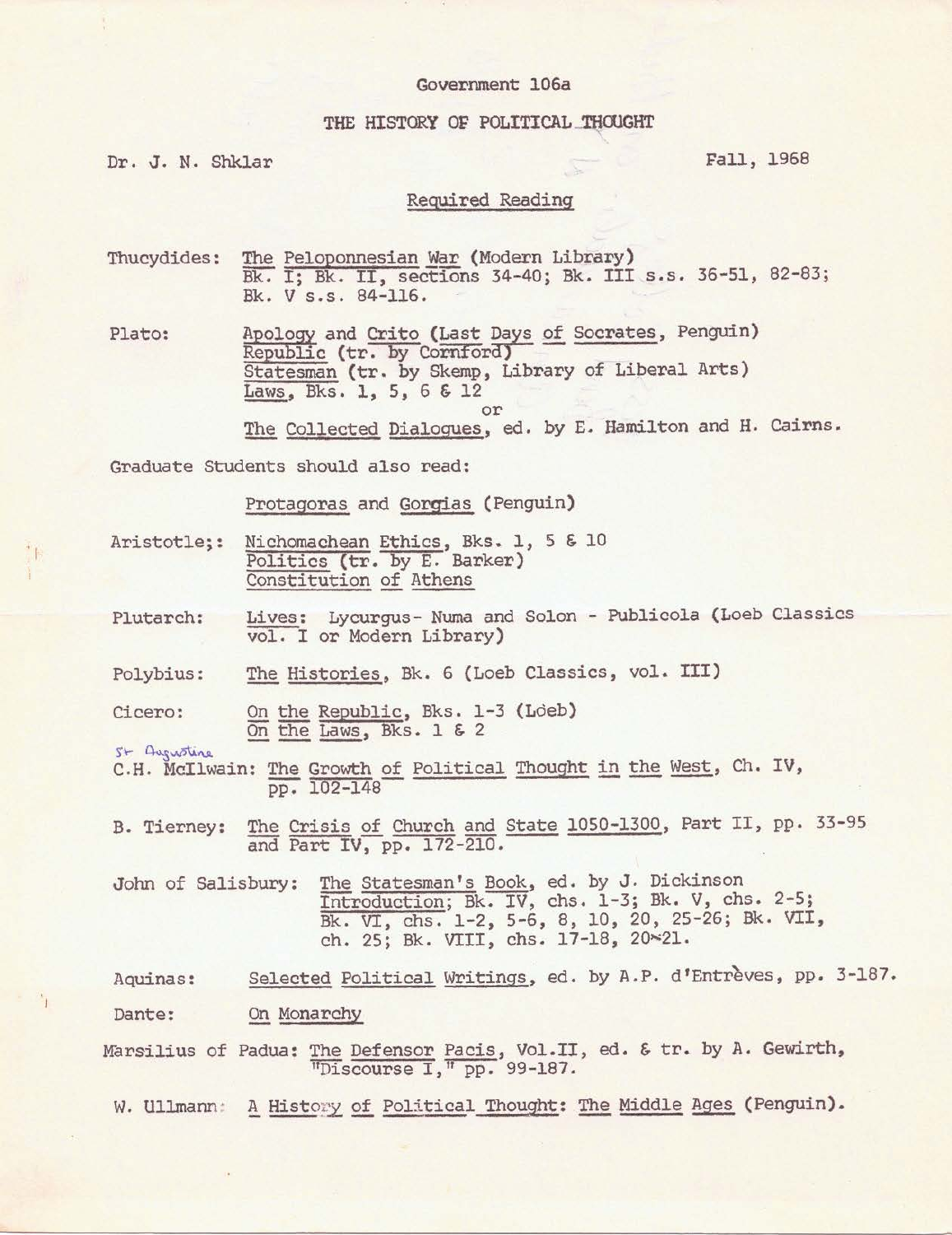Government 106a

# THE HISTORY OF POLITICAL THOUGHT

Dr. J. N. Shklar

Fall, 1968

## Required Reading

Thucydides: The Peloponnesian War (Modern Library)
Bk. I; Bk. II, sections 34-40; Bk. III s.s. 36-51, 82-83; Bk. V s.s. 84-116.

Plato: Apology and Crito (Last Days of Socrates, Penguin)
Republic (tr. by Cornford)
Statesman (tr. by Skemp, Library of Liberal Arts)
Laws, Bks. 1, 5, 6 & 12
or
The Collected Dialogues, ed. by E. Hamilton and H. Cairns.

Graduate Students should also read:

Protagoras and Gorgias (Penguin)

Aristotle;: Nichomachean Ethics, Bks. 1, 5 & 10
Politics (tr. by E. Barker)
Constitution of Athens

Plutarch: Lives: Lycurgus- Numa and Solon - Publicola (Loeb Classics vol. I or Modern Library)

Polybius: The Histories, Bk. 6 (Loeb Classics, vol. III)

Cicero: On the Republic, Bks. 1-3 (Loeb)
On the Laws, Bks. 1 & 2

St Augustine
C.H. McIlwain: The Growth of Political Thought in the West, Ch. IV, pp. 102-148

B. Tierney: The Crisis of Church and State 1050-1300, Part II, pp. 33-95 and Part IV, pp. 172-210.

John of Salisbury: The Statesman's Book, ed. by J. Dickinson
Introduction; Bk. IV, chs. 1-3; Bk. V, chs. 2-5; Bk. VI, chs. 1-2, 5-6, 8, 10, 20, 25-26; Bk. VII, ch. 25; Bk. VIII, chs. 17-18, 20-21.

Aquinas: Selected Political Writings, ed. by A.P. d'Entrèves, pp. 3-187.

Dante: On Monarchy

Marsilius of Padua: The Defensor Pacis, Vol.II, ed. & tr. by A. Gewirth, "Discourse I," pp. 99-187.

W. Ullmann: A History of Political Thought: The Middle Ages (Penguin).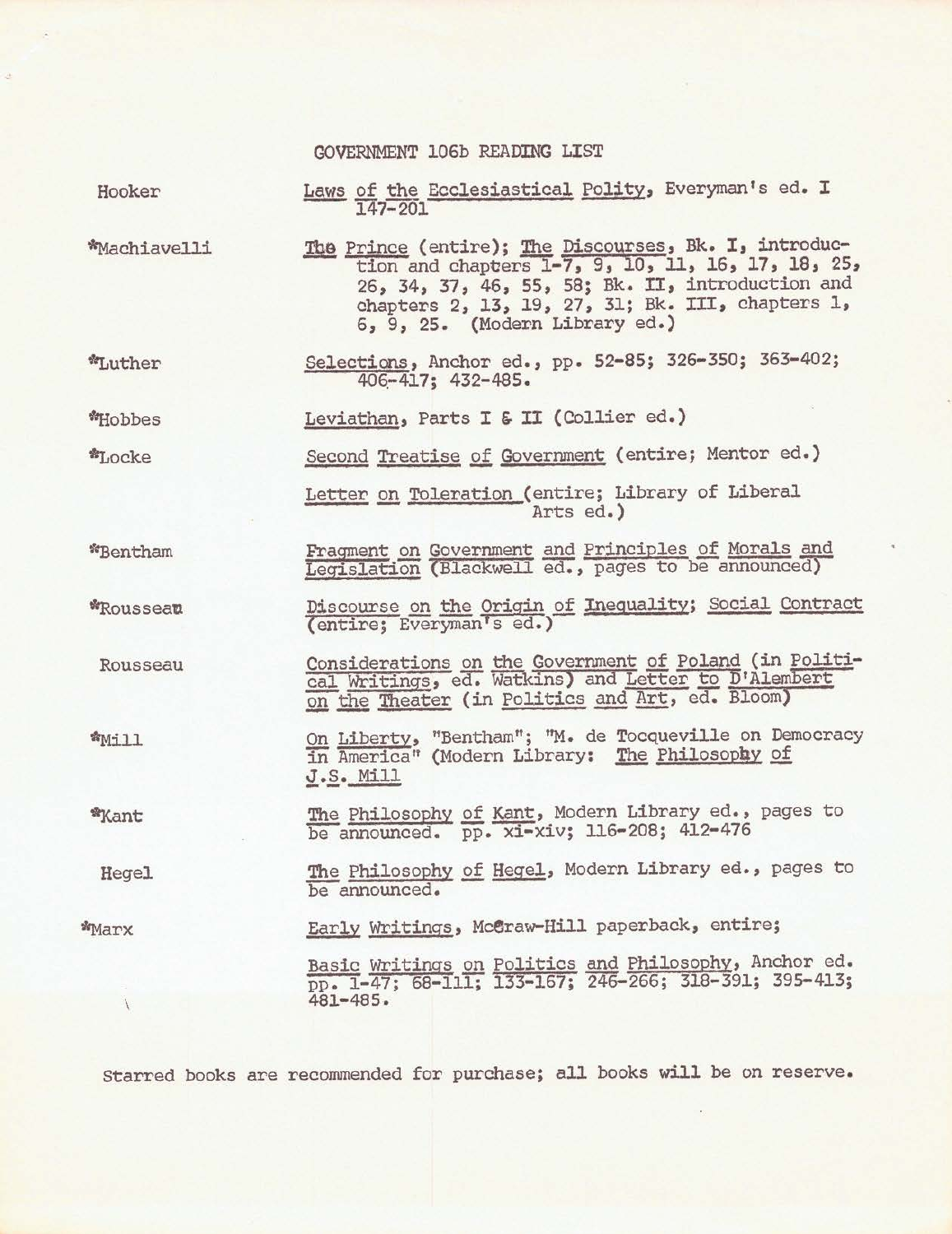# GOVERNMENT 106b READING LIST

| | |
|---|---|
| Hooker | Laws of the Ecclesiastical Polity, Everyman's ed. I 147-201 |
| *Machiavelli | The Prince (entire); The Discourses, Bk. I, introduction and chapters 1-7, 9, 10, 11, 16, 17, 18, 25, 26, 34, 37, 46, 55, 58; Bk. II, introduction and chapters 2, 13, 19, 27, 31; Bk. III, chapters 1, 6, 9, 25. (Modern Library ed.) |
| *Luther | Selections, Anchor ed., pp. 52-85; 326-350; 363-402; 406-417; 432-485. |
| *Hobbes | Leviathan, Parts I & II (Collier ed.) |
| *Locke | Second Treatise of Government (entire; Mentor ed.) |
| | Letter on Toleration (entire; Library of Liberal Arts ed.) |
| *Bentham | Fragment on Government and Principles of Morals and Legislation (Blackwell ed., pages to be announced) |
| *Rousseau | Discourse on the Origin of Inequality; Social Contract (entire; Everyman's ed.) |
| Rousseau | Considerations on the Government of Poland (in Political Writings, ed. Watkins) and Letter to D'Alembert on the Theater (in Politics and Art, ed. Bloom) |
| *Mill | On Liberty, "Bentham"; "M. de Tocqueville on Democracy in America" (Modern Library: The Philosophy of J.S. Mill |
| *Kant | The Philosophy of Kant, Modern Library ed., pages to be announced. pp. xi-xiv; 116-208; 412-476 |
| Hegel | The Philosophy of Hegel, Modern Library ed., pages to be announced. |
| *Marx | Early Writings, McGraw-Hill paperback, entire; |
| | Basic Writings on Politics and Philosophy, Anchor ed. pp. 1-47; 68-111; 133-167; 246-266; 318-391; 395-413; 481-485. |

Starred books are recommended for purchase; all books will be on reserve.